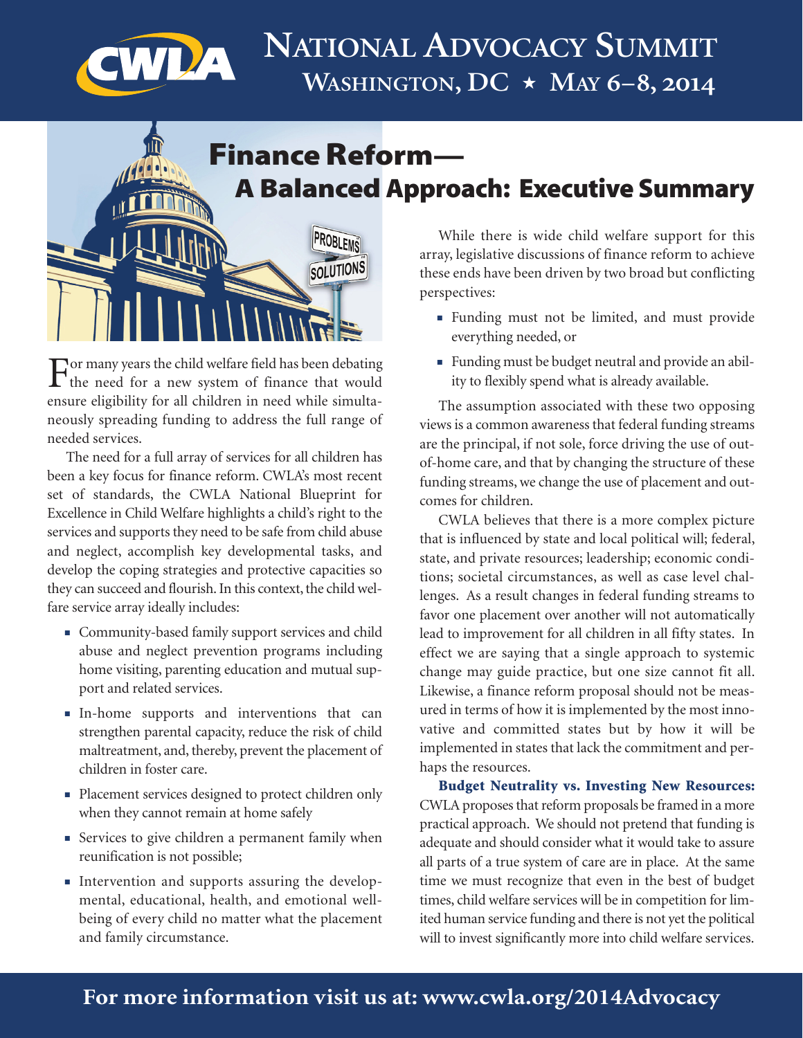# National Advocacy Summit

## Washington, DC ★ May 6–8, 2014

# Finance Reform— A Balanced Approach: Executive Summary

For many years the child welfare field has been debating the need for a new system of finance that would ensure eligibility for all children in need while simultaneously spreading funding to address the full range of needed services.

The need for a full array of services for all children has been a key focus for finance reform. CWLA's most recent set of standards, the CWLA National Blueprint for Excellence in Child Welfare highlights a child's right to the services and supports they need to be safe from child abuse and neglect, accomplish key developmental tasks, and develop the coping strategies and protective capacities so they can succeed and flourish. In this context, the child welfare service array ideally includes:

- Community-based family support services and child abuse and neglect prevention programs including home visiting, parenting education and mutual support and related services.
- In-home supports and interventions that can strengthen parental capacity, reduce the risk of child maltreatment, and, thereby, prevent the placement of children in foster care.
- Placement services designed to protect children only when they cannot remain at home safely
- Services to give children a permanent family when reunification is not possible;
- Intervention and supports assuring the developmental, educational, health, and emotional well-being of every child no matter what the placement and family circumstance.

While there is wide child welfare support for this array, legislative discussions of finance reform to achieve these ends have been driven by two broad but conflicting perspectives:

- Funding must not be limited, and must provide everything needed, or
- Funding must be budget neutral and provide an ability to flexibly spend what is already available.

The assumption associated with these two opposing views is a common awareness that federal funding streams are the principal, if not sole, force driving the use of out-of-home care, and that by changing the structure of these funding streams, we change the use of placement and outcomes for children.

CWLA believes that there is a more complex picture that is influenced by state and local political will; federal, state, and private resources; leadership; economic conditions; societal circumstances, as well as case level challenges. As a result changes in federal funding streams to favor one placement over another will not automatically lead to improvement for all children in all fifty states. In effect we are saying that a single approach to systemic change may guide practice, but one size cannot fit all. Likewise, a finance reform proposal should not be measured in terms of how it is implemented by the most innovative and committed states but by how it will be implemented in states that lack the commitment and perhaps the resources.

**Budget Neutrality vs. Investing New Resources:** CWLA proposes that reform proposals be framed in a more practical approach. We should not pretend that funding is adequate and should consider what it would take to assure all parts of a true system of care are in place. At the same time we must recognize that even in the best of budget times, child welfare services will be in competition for limited human service funding and there is not yet the political will to invest significantly more into child welfare services.

**For more information visit us at: www.cwla.org/2014Advocacy**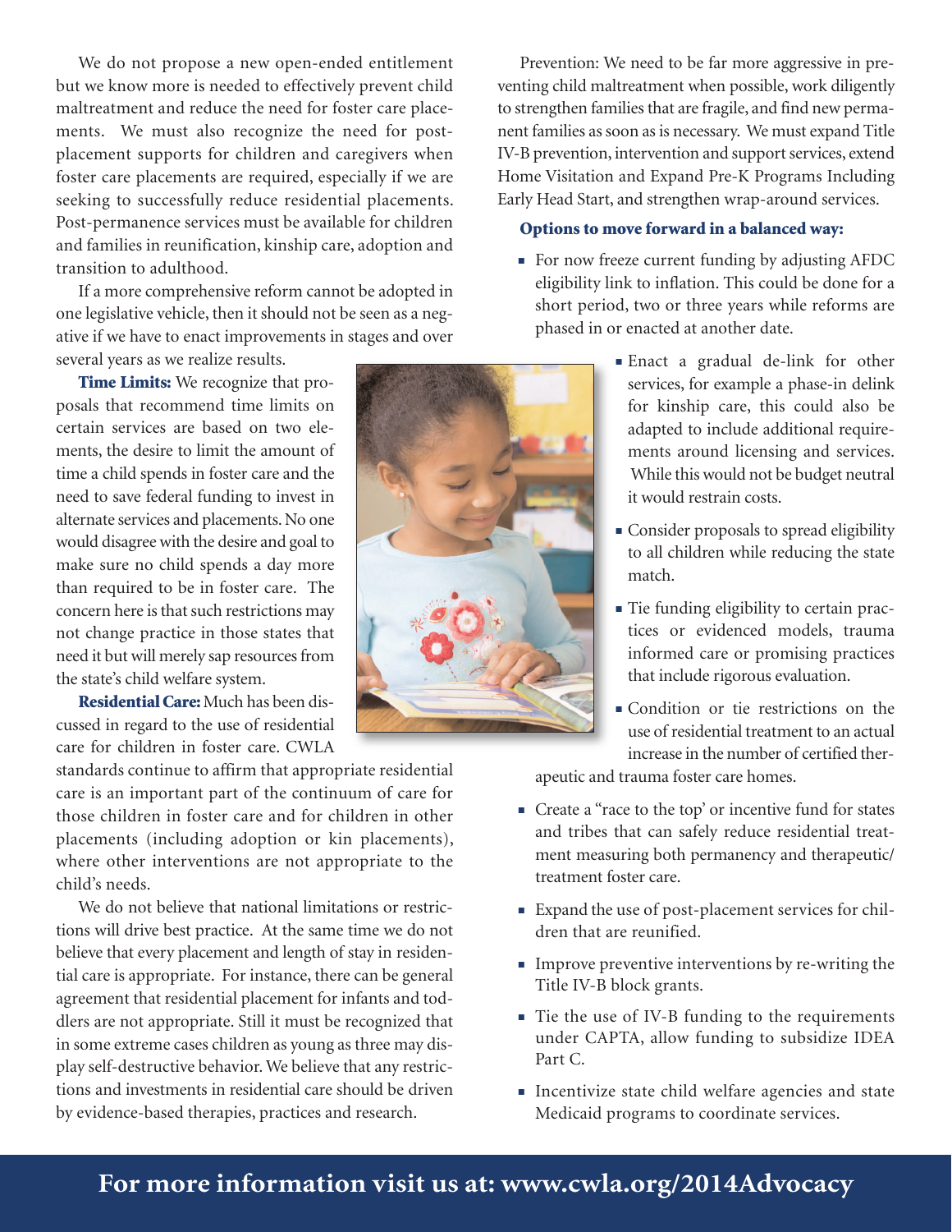We do not propose a new open-ended entitlement but we know more is needed to effectively prevent child maltreatment and reduce the need for foster care placements. We must also recognize the need for post-placement supports for children and caregivers when foster care placements are required, especially if we are seeking to successfully reduce residential placements. Post-permanence services must be available for children and families in reunification, kinship care, adoption and transition to adulthood.

If a more comprehensive reform cannot be adopted in one legislative vehicle, then it should not be seen as a negative if we have to enact improvements in stages and over several years as we realize results.

**Time Limits:** We recognize that proposals that recommend time limits on certain services are based on two elements, the desire to limit the amount of time a child spends in foster care and the need to save federal funding to invest in alternate services and placements. No one would disagree with the desire and goal to make sure no child spends a day more than required to be in foster care. The concern here is that such restrictions may not change practice in those states that need it but will merely sap resources from the state's child welfare system.

**Residential Care:** Much has been discussed in regard to the use of residential care for children in foster care. CWLA standards continue to affirm that appropriate residential care is an important part of the continuum of care for those children in foster care and for children in other placements (including adoption or kin placements), where other interventions are not appropriate to the child's needs.

We do not believe that national limitations or restrictions will drive best practice. At the same time we do not believe that every placement and length of stay in residential care is appropriate. For instance, there can be general agreement that residential placement for infants and toddlers are not appropriate. Still it must be recognized that in some extreme cases children as young as three may display self-destructive behavior. We believe that any restrictions and investments in residential care should be driven by evidence-based therapies, practices and research.

Prevention: We need to be far more aggressive in preventing child maltreatment when possible, work diligently to strengthen families that are fragile, and find new permanent families as soon as is necessary. We must expand Title IV-B prevention, intervention and support services, extend Home Visitation and Expand Pre-K Programs Including Early Head Start, and strengthen wrap-around services.

**Options to move forward in a balanced way:**

- For now freeze current funding by adjusting AFDC eligibility link to inflation. This could be done for a short period, two or three years while reforms are phased in or enacted at another date.
- Enact a gradual de-link for other services, for example a phase-in delink for kinship care, this could also be adapted to include additional requirements around licensing and services. While this would not be budget neutral it would restrain costs.
- Consider proposals to spread eligibility to all children while reducing the state match.
- Tie funding eligibility to certain practices or evidenced models, trauma informed care or promising practices that include rigorous evaluation.
- Condition or tie restrictions on the use of residential treatment to an actual increase in the number of certified therapeutic and trauma foster care homes.
- Create a "race to the top' or incentive fund for states and tribes that can safely reduce residential treatment measuring both permanency and therapeutic/treatment foster care.
- Expand the use of post-placement services for children that are reunified.
- Improve preventive interventions by re-writing the Title IV-B block grants.
- Tie the use of IV-B funding to the requirements under CAPTA, allow funding to subsidize IDEA Part C.
- Incentivize state child welfare agencies and state Medicaid programs to coordinate services.

**For more information visit us at: www.cwla.org/2014Advocacy**